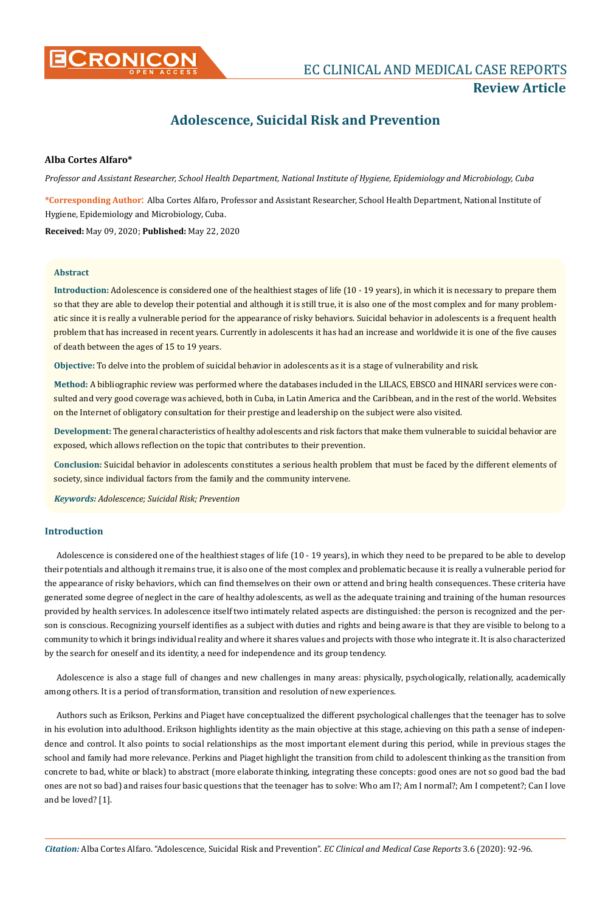Review Article

# Adolescence, Suicidal Risk and Prevention

**Alba Cortes Alfaro***

*Professor and Assistant Researcher, School Health Department, National Institute of Hygiene, Epidemiology and Microbiology, Cuba*

**\*Corresponding Author**: Alba Cortes Alfaro, Professor and Assistant Researcher, School Health Department, National Institute of Hygiene, Epidemiology and Microbiology, Cuba.

**Received:** May 09, 2020; **Published:** May 22, 2020

### Abstract

**Introduction:** Adolescence is considered one of the healthiest stages of life (10 - 19 years), in which it is necessary to prepare them so that they are able to develop their potential and although it is still true, it is also one of the most complex and for many problematic since it is really a vulnerable period for the appearance of risky behaviors. Suicidal behavior in adolescents is a frequent health problem that has increased in recent years. Currently in adolescents it has had an increase and worldwide it is one of the five causes of death between the ages of 15 to 19 years.

**Objective:** To delve into the problem of suicidal behavior in adolescents as it is a stage of vulnerability and risk.

**Method:** A bibliographic review was performed where the databases included in the LILACS, EBSCO and HINARI services were consulted and very good coverage was achieved, both in Cuba, in Latin America and the Caribbean, and in the rest of the world. Websites on the Internet of obligatory consultation for their prestige and leadership on the subject were also visited.

**Development:** The general characteristics of healthy adolescents and risk factors that make them vulnerable to suicidal behavior are exposed, which allows reflection on the topic that contributes to their prevention.

**Conclusion:** Suicidal behavior in adolescents constitutes a serious health problem that must be faced by the different elements of society, since individual factors from the family and the community intervene.

***Keywords:*** *Adolescence; Suicidal Risk; Prevention*

## Introduction

Adolescence is considered one of the healthiest stages of life (10 - 19 years), in which they need to be prepared to be able to develop their potentials and although it remains true, it is also one of the most complex and problematic because it is really a vulnerable period for the appearance of risky behaviors, which can find themselves on their own or attend and bring health consequences. These criteria have generated some degree of neglect in the care of healthy adolescents, as well as the adequate training and training of the human resources provided by health services. In adolescence itself two intimately related aspects are distinguished: the person is recognized and the person is conscious. Recognizing yourself identifies as a subject with duties and rights and being aware is that they are visible to belong to a community to which it brings individual reality and where it shares values and projects with those who integrate it. It is also characterized by the search for oneself and its identity, a need for independence and its group tendency.

Adolescence is also a stage full of changes and new challenges in many areas: physically, psychologically, relationally, academically among others. It is a period of transformation, transition and resolution of new experiences.

Authors such as Erikson, Perkins and Piaget have conceptualized the different psychological challenges that the teenager has to solve in his evolution into adulthood. Erikson highlights identity as the main objective at this stage, achieving on this path a sense of independence and control. It also points to social relationships as the most important element during this period, while in previous stages the school and family had more relevance. Perkins and Piaget highlight the transition from child to adolescent thinking as the transition from concrete to bad, white or black) to abstract (more elaborate thinking, integrating these concepts: good ones are not so good bad the bad ones are not so bad) and raises four basic questions that the teenager has to solve: Who am I?; Am I normal?; Am I competent?; Can I love and be loved? [1].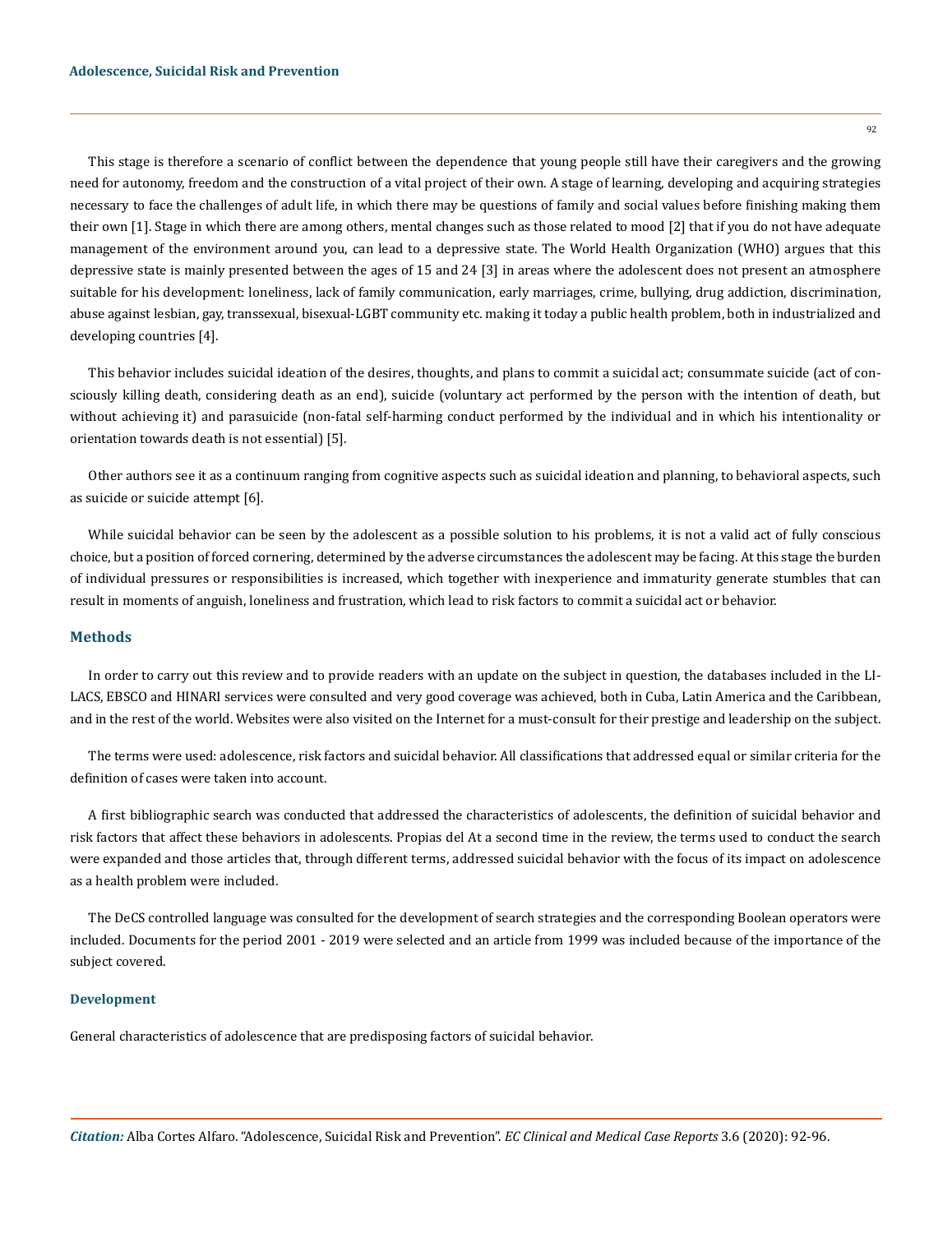This stage is therefore a scenario of conflict between the dependence that young people still have their caregivers and the growing need for autonomy, freedom and the construction of a vital project of their own. A stage of learning, developing and acquiring strategies necessary to face the challenges of adult life, in which there may be questions of family and social values before finishing making them their own [1]. Stage in which there are among others, mental changes such as those related to mood [2] that if you do not have adequate management of the environment around you, can lead to a depressive state. The World Health Organization (WHO) argues that this depressive state is mainly presented between the ages of 15 and 24 [3] in areas where the adolescent does not present an atmosphere suitable for his development: loneliness, lack of family communication, early marriages, crime, bullying, drug addiction, discrimination, abuse against lesbian, gay, transsexual, bisexual-LGBT community etc. making it today a public health problem, both in industrialized and developing countries [4].

This behavior includes suicidal ideation of the desires, thoughts, and plans to commit a suicidal act; consummate suicide (act of consciously killing death, considering death as an end), suicide (voluntary act performed by the person with the intention of death, but without achieving it) and parasuicide (non-fatal self-harming conduct performed by the individual and in which his intentionality or orientation towards death is not essential) [5].

Other authors see it as a continuum ranging from cognitive aspects such as suicidal ideation and planning, to behavioral aspects, such as suicide or suicide attempt [6].

While suicidal behavior can be seen by the adolescent as a possible solution to his problems, it is not a valid act of fully conscious choice, but a position of forced cornering, determined by the adverse circumstances the adolescent may be facing. At this stage the burden of individual pressures or responsibilities is increased, which together with inexperience and immaturity generate stumbles that can result in moments of anguish, loneliness and frustration, which lead to risk factors to commit a suicidal act or behavior.

## Methods

In order to carry out this review and to provide readers with an update on the subject in question, the databases included in the LILACS, EBSCO and HINARI services were consulted and very good coverage was achieved, both in Cuba, Latin America and the Caribbean, and in the rest of the world. Websites were also visited on the Internet for a must-consult for their prestige and leadership on the subject.

The terms were used: adolescence, risk factors and suicidal behavior. All classifications that addressed equal or similar criteria for the definition of cases were taken into account.

A first bibliographic search was conducted that addressed the characteristics of adolescents, the definition of suicidal behavior and risk factors that affect these behaviors in adolescents. Propias del At a second time in the review, the terms used to conduct the search were expanded and those articles that, through different terms, addressed suicidal behavior with the focus of its impact on adolescence as a health problem were included.

The DeCS controlled language was consulted for the development of search strategies and the corresponding Boolean operators were included. Documents for the period 2001 - 2019 were selected and an article from 1999 was included because of the importance of the subject covered.

### Development

General characteristics of adolescence that are predisposing factors of suicidal behavior.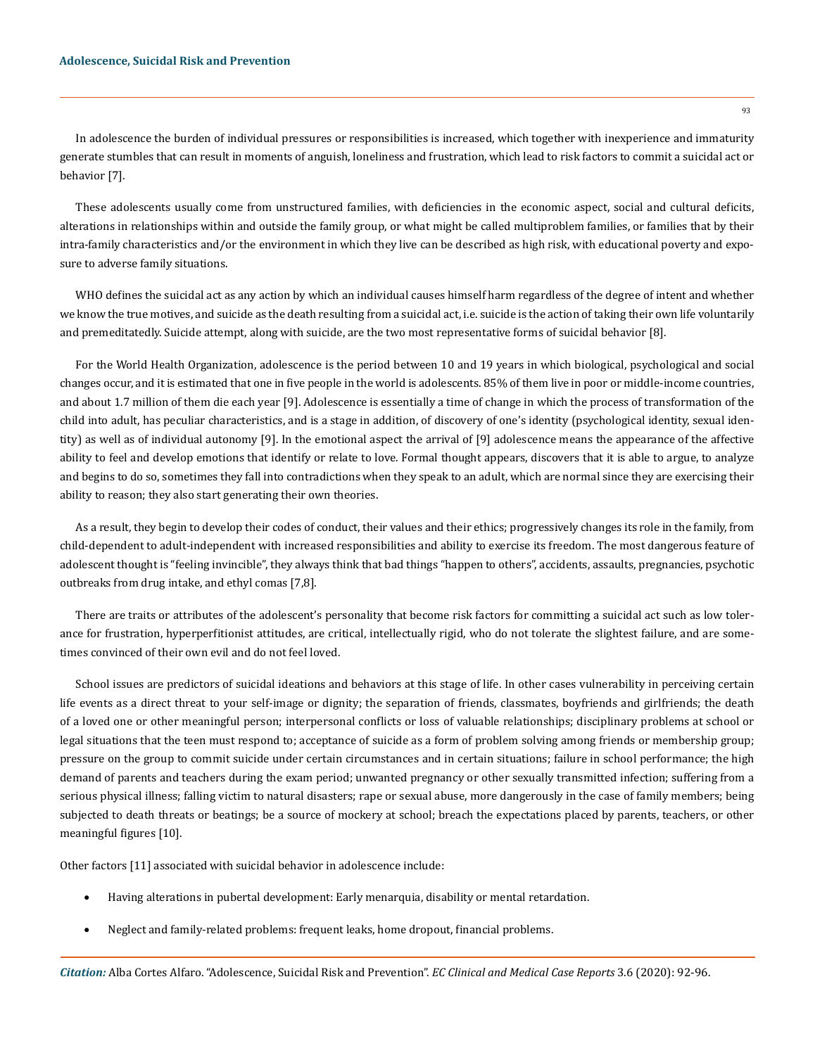In adolescence the burden of individual pressures or responsibilities is increased, which together with inexperience and immaturity generate stumbles that can result in moments of anguish, loneliness and frustration, which lead to risk factors to commit a suicidal act or behavior [7].

These adolescents usually come from unstructured families, with deficiencies in the economic aspect, social and cultural deficits, alterations in relationships within and outside the family group, or what might be called multiproblem families, or families that by their intra-family characteristics and/or the environment in which they live can be described as high risk, with educational poverty and exposure to adverse family situations.

WHO defines the suicidal act as any action by which an individual causes himself harm regardless of the degree of intent and whether we know the true motives, and suicide as the death resulting from a suicidal act, i.e. suicide is the action of taking their own life voluntarily and premeditatedly. Suicide attempt, along with suicide, are the two most representative forms of suicidal behavior [8].

For the World Health Organization, adolescence is the period between 10 and 19 years in which biological, psychological and social changes occur, and it is estimated that one in five people in the world is adolescents. 85% of them live in poor or middle-income countries, and about 1.7 million of them die each year [9]. Adolescence is essentially a time of change in which the process of transformation of the child into adult, has peculiar characteristics, and is a stage in addition, of discovery of one's identity (psychological identity, sexual identity) as well as of individual autonomy [9]. In the emotional aspect the arrival of [9] adolescence means the appearance of the affective ability to feel and develop emotions that identify or relate to love. Formal thought appears, discovers that it is able to argue, to analyze and begins to do so, sometimes they fall into contradictions when they speak to an adult, which are normal since they are exercising their ability to reason; they also start generating their own theories.

As a result, they begin to develop their codes of conduct, their values and their ethics; progressively changes its role in the family, from child-dependent to adult-independent with increased responsibilities and ability to exercise its freedom. The most dangerous feature of adolescent thought is "feeling invincible", they always think that bad things "happen to others", accidents, assaults, pregnancies, psychotic outbreaks from drug intake, and ethyl comas [7,8].

There are traits or attributes of the adolescent's personality that become risk factors for committing a suicidal act such as low tolerance for frustration, hyperperfitionist attitudes, are critical, intellectually rigid, who do not tolerate the slightest failure, and are sometimes convinced of their own evil and do not feel loved.

School issues are predictors of suicidal ideations and behaviors at this stage of life. In other cases vulnerability in perceiving certain life events as a direct threat to your self-image or dignity; the separation of friends, classmates, boyfriends and girlfriends; the death of a loved one or other meaningful person; interpersonal conflicts or loss of valuable relationships; disciplinary problems at school or legal situations that the teen must respond to; acceptance of suicide as a form of problem solving among friends or membership group; pressure on the group to commit suicide under certain circumstances and in certain situations; failure in school performance; the high demand of parents and teachers during the exam period; unwanted pregnancy or other sexually transmitted infection; suffering from a serious physical illness; falling victim to natural disasters; rape or sexual abuse, more dangerously in the case of family members; being subjected to death threats or beatings; be a source of mockery at school; breach the expectations placed by parents, teachers, or other meaningful figures [10].

Other factors [11] associated with suicidal behavior in adolescence include:

- Having alterations in pubertal development: Early menarquia, disability or mental retardation.
- Neglect and family-related problems: frequent leaks, home dropout, financial problems.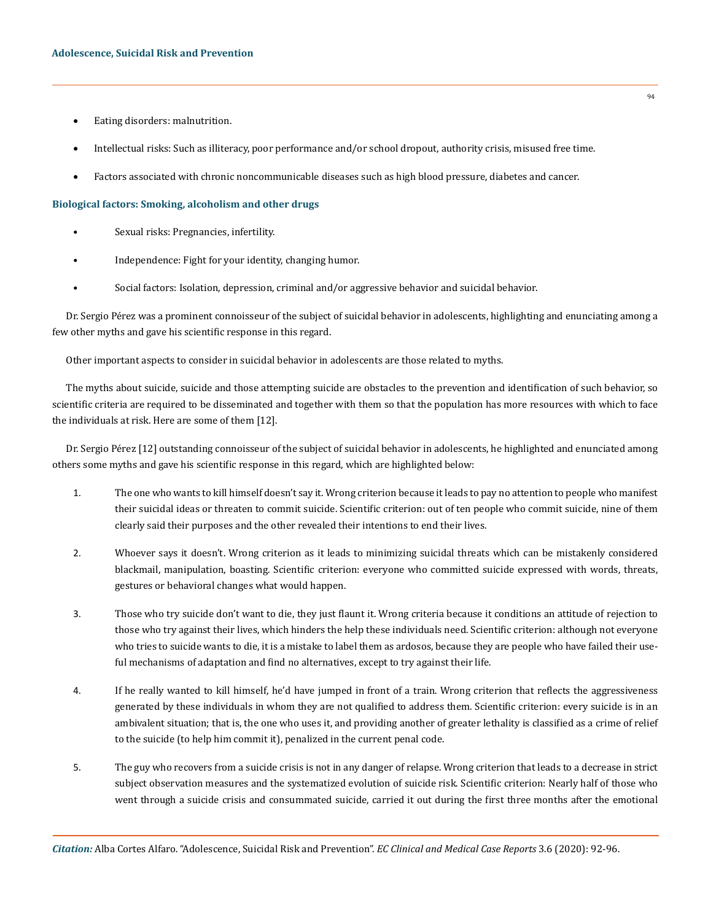- Eating disorders: malnutrition.
- Intellectual risks: Such as illiteracy, poor performance and/or school dropout, authority crisis, misused free time.
- Factors associated with chronic noncommunicable diseases such as high blood pressure, diabetes and cancer.

### Biological factors: Smoking, alcoholism and other drugs

- Sexual risks: Pregnancies, infertility.
- Independence: Fight for your identity, changing humor.
- Social factors: Isolation, depression, criminal and/or aggressive behavior and suicidal behavior.

Dr. Sergio Pérez was a prominent connoisseur of the subject of suicidal behavior in adolescents, highlighting and enunciating among a few other myths and gave his scientific response in this regard.

Other important aspects to consider in suicidal behavior in adolescents are those related to myths.

The myths about suicide, suicide and those attempting suicide are obstacles to the prevention and identification of such behavior, so scientific criteria are required to be disseminated and together with them so that the population has more resources with which to face the individuals at risk. Here are some of them [12].

Dr. Sergio Pérez [12] outstanding connoisseur of the subject of suicidal behavior in adolescents, he highlighted and enunciated among others some myths and gave his scientific response in this regard, which are highlighted below:

1. The one who wants to kill himself doesn't say it. Wrong criterion because it leads to pay no attention to people who manifest their suicidal ideas or threaten to commit suicide. Scientific criterion: out of ten people who commit suicide, nine of them clearly said their purposes and the other revealed their intentions to end their lives.
2. Whoever says it doesn't. Wrong criterion as it leads to minimizing suicidal threats which can be mistakenly considered blackmail, manipulation, boasting. Scientific criterion: everyone who committed suicide expressed with words, threats, gestures or behavioral changes what would happen.
3. Those who try suicide don't want to die, they just flaunt it. Wrong criteria because it conditions an attitude of rejection to those who try against their lives, which hinders the help these individuals need. Scientific criterion: although not everyone who tries to suicide wants to die, it is a mistake to label them as ardosos, because they are people who have failed their useful mechanisms of adaptation and find no alternatives, except to try against their life.
4. If he really wanted to kill himself, he'd have jumped in front of a train. Wrong criterion that reflects the aggressiveness generated by these individuals in whom they are not qualified to address them. Scientific criterion: every suicide is in an ambivalent situation; that is, the one who uses it, and providing another of greater lethality is classified as a crime of relief to the suicide (to help him commit it), penalized in the current penal code.
5. The guy who recovers from a suicide crisis is not in any danger of relapse. Wrong criterion that leads to a decrease in strict subject observation measures and the systematized evolution of suicide risk. Scientific criterion: Nearly half of those who went through a suicide crisis and consummated suicide, carried it out during the first three months after the emotional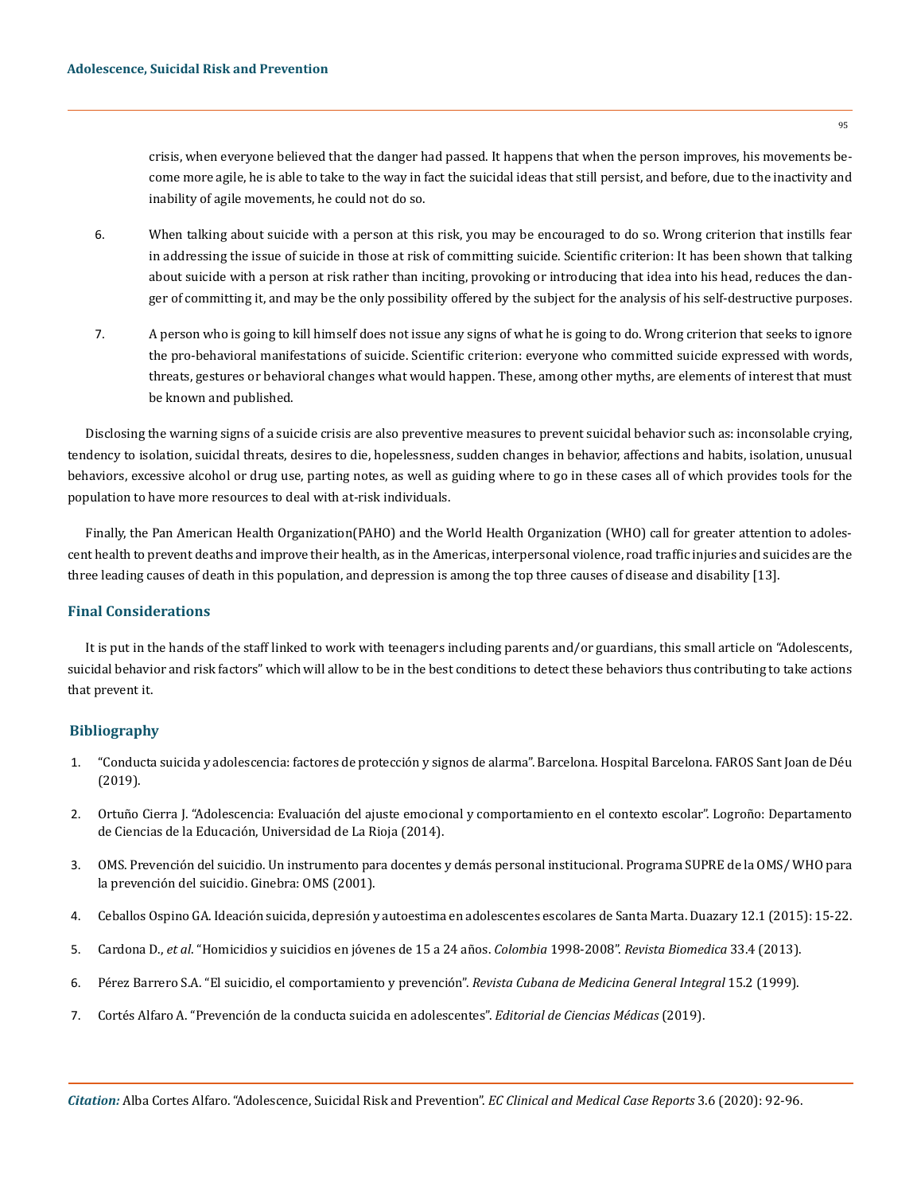crisis, when everyone believed that the danger had passed. It happens that when the person improves, his movements become more agile, he is able to take to the way in fact the suicidal ideas that still persist, and before, due to the inactivity and inability of agile movements, he could not do so.

6. When talking about suicide with a person at this risk, you may be encouraged to do so. Wrong criterion that instills fear in addressing the issue of suicide in those at risk of committing suicide. Scientific criterion: It has been shown that talking about suicide with a person at risk rather than inciting, provoking or introducing that idea into his head, reduces the danger of committing it, and may be the only possibility offered by the subject for the analysis of his self-destructive purposes.

7. A person who is going to kill himself does not issue any signs of what he is going to do. Wrong criterion that seeks to ignore the pro-behavioral manifestations of suicide. Scientific criterion: everyone who committed suicide expressed with words, threats, gestures or behavioral changes what would happen. These, among other myths, are elements of interest that must be known and published.

Disclosing the warning signs of a suicide crisis are also preventive measures to prevent suicidal behavior such as: inconsolable crying, tendency to isolation, suicidal threats, desires to die, hopelessness, sudden changes in behavior, affections and habits, isolation, unusual behaviors, excessive alcohol or drug use, parting notes, as well as guiding where to go in these cases all of which provides tools for the population to have more resources to deal with at-risk individuals.

Finally, the Pan American Health Organization(PAHO) and the World Health Organization (WHO) call for greater attention to adolescent health to prevent deaths and improve their health, as in the Americas, interpersonal violence, road traffic injuries and suicides are the three leading causes of death in this population, and depression is among the top three causes of disease and disability [13].

## Final Considerations

It is put in the hands of the staff linked to work with teenagers including parents and/or guardians, this small article on "Adolescents, suicidal behavior and risk factors" which will allow to be in the best conditions to detect these behaviors thus contributing to take actions that prevent it.

## Bibliography

1. "Conducta suicida y adolescencia: factores de protección y signos de alarma". Barcelona. Hospital Barcelona. FAROS Sant Joan de Déu (2019).
2. Ortuño Cierra J. "Adolescencia: Evaluación del ajuste emocional y comportamiento en el contexto escolar". Logroño: Departamento de Ciencias de la Educación, Universidad de La Rioja (2014).
3. OMS. Prevención del suicidio. Un instrumento para docentes y demás personal institucional. Programa SUPRE de la OMS/ WHO para la prevención del suicidio. Ginebra: OMS (2001).
4. Ceballos Ospino GA. Ideación suicida, depresión y autoestima en adolescentes escolares de Santa Marta. Duazary 12.1 (2015): 15-22.
5. Cardona D., *et al*. "Homicidios y suicidios en jóvenes de 15 a 24 años. *Colombia* 1998-2008". *Revista Biomedica* 33.4 (2013).
6. Pérez Barrero S.A. "El suicidio, el comportamiento y prevención". *Revista Cubana de Medicina General Integral* 15.2 (1999).
7. Cortés Alfaro A. "Prevención de la conducta suicida en adolescentes". *Editorial de Ciencias Médicas* (2019).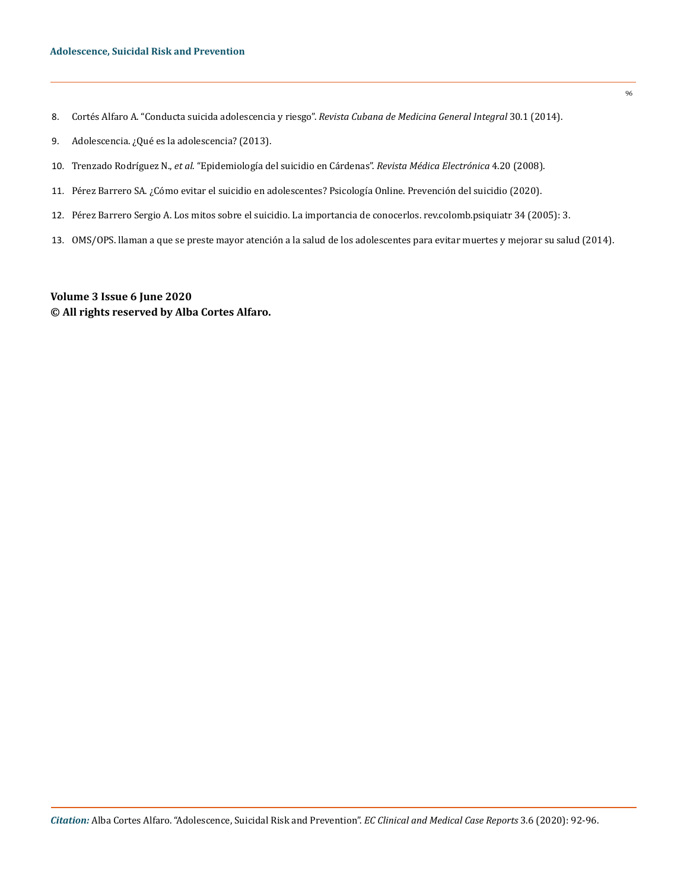8. Cortés Alfaro A. "Conducta suicida adolescencia y riesgo". *Revista Cubana de Medicina General Integral* 30.1 (2014).
9. Adolescencia. ¿Qué es la adolescencia? (2013).
10. Trenzado Rodríguez N., *et al*. "Epidemiología del suicidio en Cárdenas". *Revista Médica Electrónica* 4.20 (2008).
11. Pérez Barrero SA. ¿Cómo evitar el suicidio en adolescentes? Psicología Online. Prevención del suicidio (2020).
12. Pérez Barrero Sergio A. Los mitos sobre el suicidio. La importancia de conocerlos. rev.colomb.psiquiatr 34 (2005): 3.
13. OMS/OPS. llaman a que se preste mayor atención a la salud de los adolescentes para evitar muertes y mejorar su salud (2014).

**Volume 3 Issue 6 June 2020**
**© All rights reserved by Alba Cortes Alfaro.**